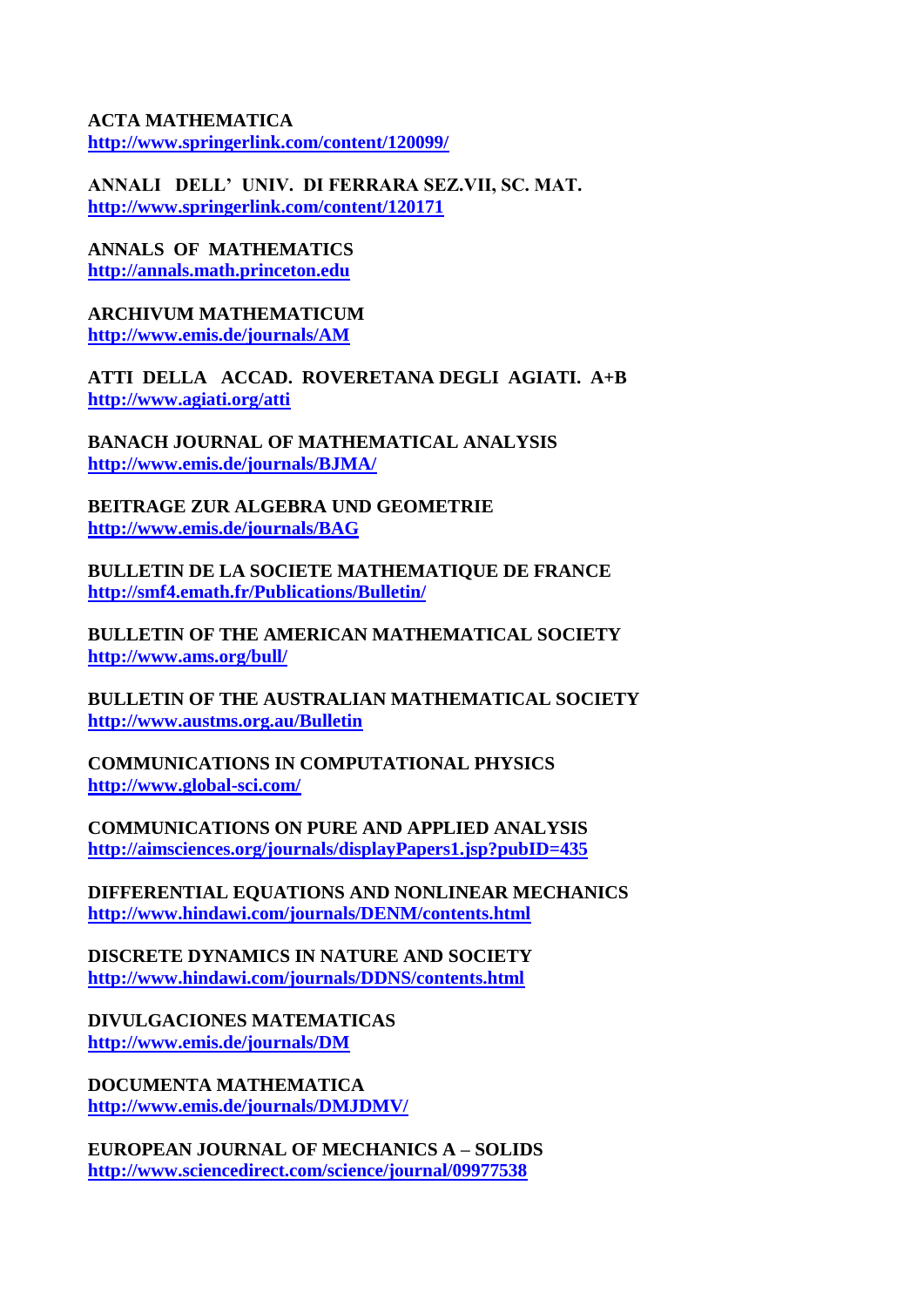**ACTA MATHEMATICA**
**http://www.springerlink.com/content/120099/**

**ANNALI DELL' UNIV. DI FERRARA SEZ.VII, SC. MAT.**
**http://www.springerlink.com/content/120171**

**ANNALS OF MATHEMATICS**
**http://annals.math.princeton.edu**

**ARCHIVUM MATHEMATICUM**
**http://www.emis.de/journals/AM**

**ATTI DELLA ACCAD. ROVERETANA DEGLI AGIATI. A+B**
**http://www.agiati.org/atti**

**BANACH JOURNAL OF MATHEMATICAL ANALYSIS**
**http://www.emis.de/journals/BJMA/**

**BEITRAGE ZUR ALGEBRA UND GEOMETRIE**
**http://www.emis.de/journals/BAG**

**BULLETIN DE LA SOCIETE MATHEMATIQUE DE FRANCE**
**http://smf4.emath.fr/Publications/Bulletin/**

**BULLETIN OF THE AMERICAN MATHEMATICAL SOCIETY**
**http://www.ams.org/bull/**

**BULLETIN OF THE AUSTRALIAN MATHEMATICAL SOCIETY**
**http://www.austms.org.au/Bulletin**

**COMMUNICATIONS IN COMPUTATIONAL PHYSICS**
**http://www.global-sci.com/**

**COMMUNICATIONS ON PURE AND APPLIED ANALYSIS**
**http://aimsciences.org/journals/displayPapers1.jsp?pubID=435**

**DIFFERENTIAL EQUATIONS AND NONLINEAR MECHANICS**
**http://www.hindawi.com/journals/DENM/contents.html**

**DISCRETE DYNAMICS IN NATURE AND SOCIETY**
**http://www.hindawi.com/journals/DDNS/contents.html**

**DIVULGACIONES MATEMATICAS**
**http://www.emis.de/journals/DM**

**DOCUMENTA MATHEMATICA**
**http://www.emis.de/journals/DMJDMV/**

**EUROPEAN JOURNAL OF MECHANICS A – SOLIDS**
**http://www.sciencedirect.com/science/journal/09977538**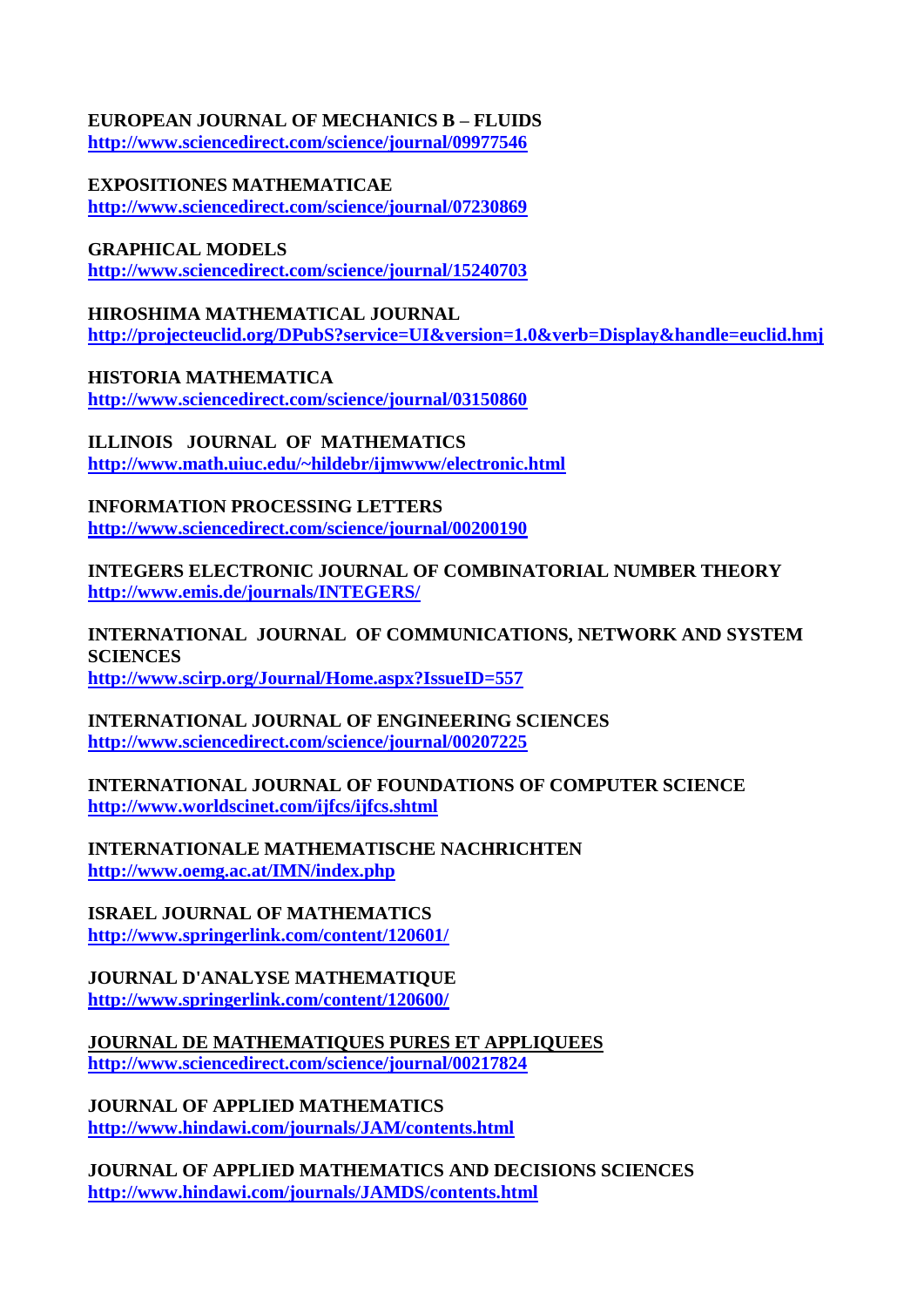**EUROPEAN JOURNAL OF MECHANICS B – FLUIDS**
**http://www.sciencedirect.com/science/journal/09977546**

**EXPOSITIONES MATHEMATICAE**
**http://www.sciencedirect.com/science/journal/07230869**

**GRAPHICAL MODELS**
**http://www.sciencedirect.com/science/journal/15240703**

**HIROSHIMA MATHEMATICAL JOURNAL**
**http://projecteuclid.org/DPubS?service=UI&version=1.0&verb=Display&handle=euclid.hmj**

**HISTORIA MATHEMATICA**
**http://www.sciencedirect.com/science/journal/03150860**

**ILLINOIS JOURNAL OF MATHEMATICS**
**http://www.math.uiuc.edu/~hildebr/ijmwww/electronic.html**

**INFORMATION PROCESSING LETTERS**
**http://www.sciencedirect.com/science/journal/00200190**

**INTEGERS ELECTRONIC JOURNAL OF COMBINATORIAL NUMBER THEORY**
**http://www.emis.de/journals/INTEGERS/**

**INTERNATIONAL JOURNAL OF COMMUNICATIONS, NETWORK AND SYSTEM SCIENCES**
**http://www.scirp.org/Journal/Home.aspx?IssueID=557**

**INTERNATIONAL JOURNAL OF ENGINEERING SCIENCES**
**http://www.sciencedirect.com/science/journal/00207225**

**INTERNATIONAL JOURNAL OF FOUNDATIONS OF COMPUTER SCIENCE**
**http://www.worldscinet.com/ijfcs/ijfcs.shtml**

**INTERNATIONALE MATHEMATISCHE NACHRICHTEN**
**http://www.oemg.ac.at/IMN/index.php**

**ISRAEL JOURNAL OF MATHEMATICS**
**http://www.springerlink.com/content/120601/**

**JOURNAL D'ANALYSE MATHEMATIQUE**
**http://www.springerlink.com/content/120600/**

**JOURNAL DE MATHEMATIQUES PURES ET APPLIQUEES**
**http://www.sciencedirect.com/science/journal/00217824**

**JOURNAL OF APPLIED MATHEMATICS**
**http://www.hindawi.com/journals/JAM/contents.html**

**JOURNAL OF APPLIED MATHEMATICS AND DECISIONS SCIENCES**
**http://www.hindawi.com/journals/JAMDS/contents.html**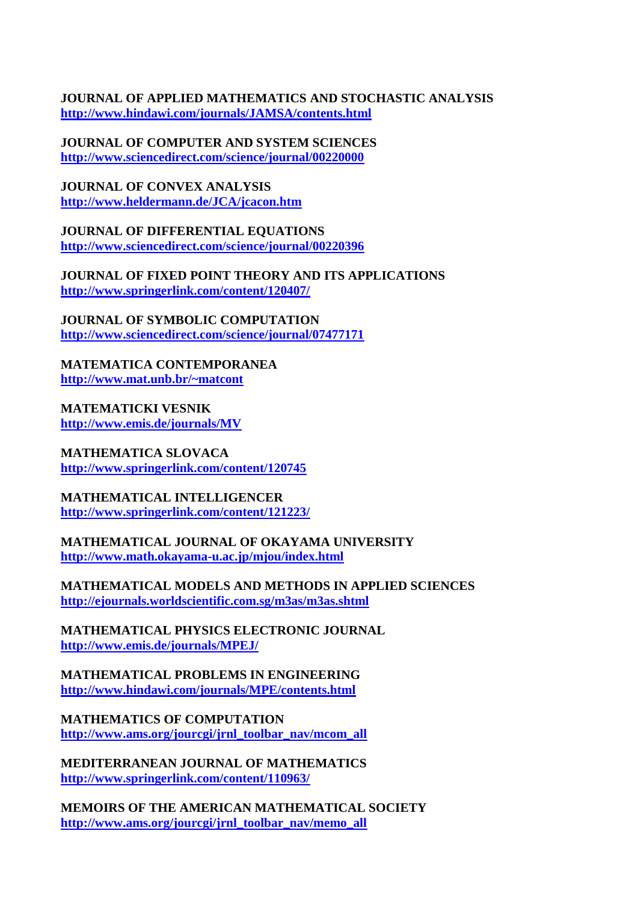**JOURNAL OF APPLIED MATHEMATICS AND STOCHASTIC ANALYSIS**
**http://www.hindawi.com/journals/JAMSA/contents.html**

**JOURNAL OF COMPUTER AND SYSTEM SCIENCES**
**http://www.sciencedirect.com/science/journal/00220000**

**JOURNAL OF CONVEX ANALYSIS**
**http://www.heldermann.de/JCA/jcacon.htm**

**JOURNAL OF DIFFERENTIAL EQUATIONS**
**http://www.sciencedirect.com/science/journal/00220396**

**JOURNAL OF FIXED POINT THEORY AND ITS APPLICATIONS**
**http://www.springerlink.com/content/120407/**

**JOURNAL OF SYMBOLIC COMPUTATION**
**http://www.sciencedirect.com/science/journal/07477171**

**MATEMATICA CONTEMPORANEA**
**http://www.mat.unb.br/~matcont**

**MATEMATICKI VESNIK**
**http://www.emis.de/journals/MV**

**MATHEMATICA SLOVACA**
**http://www.springerlink.com/content/120745**

**MATHEMATICAL INTELLIGENCER**
**http://www.springerlink.com/content/121223/**

**MATHEMATICAL JOURNAL OF OKAYAMA UNIVERSITY**
**http://www.math.okayama-u.ac.jp/mjou/index.html**

**MATHEMATICAL MODELS AND METHODS IN APPLIED SCIENCES**
**http://ejournals.worldscientific.com.sg/m3as/m3as.shtml**

**MATHEMATICAL PHYSICS ELECTRONIC JOURNAL**
**http://www.emis.de/journals/MPEJ/**

**MATHEMATICAL PROBLEMS IN ENGINEERING**
**http://www.hindawi.com/journals/MPE/contents.html**

**MATHEMATICS OF COMPUTATION**
**http://www.ams.org/jourcgi/jrnl_toolbar_nav/mcom_all**

**MEDITERRANEAN JOURNAL OF MATHEMATICS**
**http://www.springerlink.com/content/110963/**

**MEMOIRS OF THE AMERICAN MATHEMATICAL SOCIETY**
**http://www.ams.org/jourcgi/jrnl_toolbar_nav/memo_all**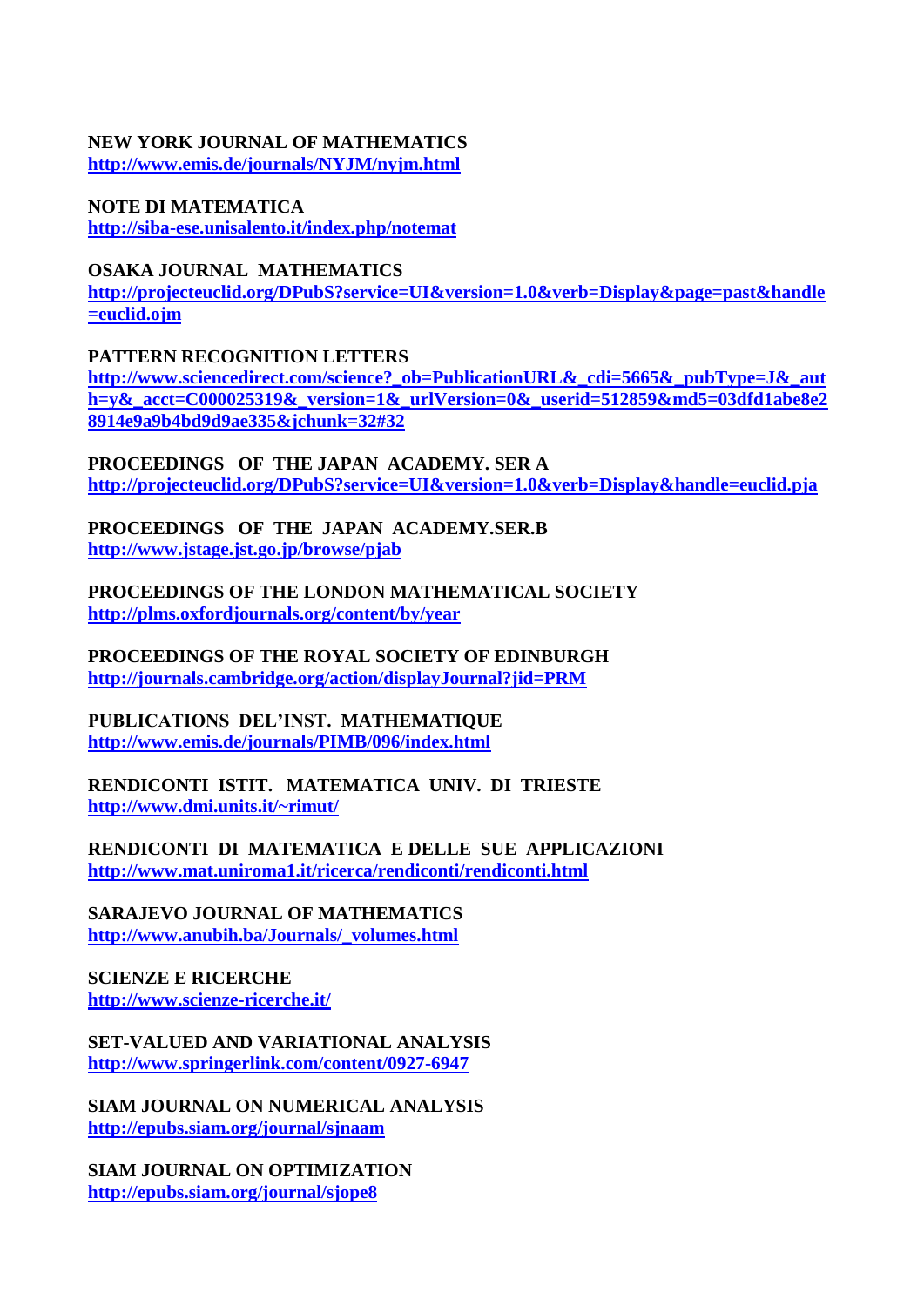**NEW YORK JOURNAL OF MATHEMATICS**
**http://www.emis.de/journals/NYJM/nyjm.html**

**NOTE DI MATEMATICA**
**http://siba-ese.unisalento.it/index.php/notemat**

**OSAKA JOURNAL MATHEMATICS**
**http://projecteuclid.org/DPubS?service=UI&version=1.0&verb=Display&page=past&handle=euclid.ojm**

**PATTERN RECOGNITION LETTERS**
**http://www.sciencedirect.com/science?_ob=PublicationURL&_cdi=5665&_pubType=J&_auth=y&_acct=C000025319&_version=1&_urlVersion=0&_userid=512859&md5=03dfd1abe8e28914e9a9b4bd9d9ae335&jchunk=32#32**

**PROCEEDINGS OF THE JAPAN ACADEMY. SER A**
**http://projecteuclid.org/DPubS?service=UI&version=1.0&verb=Display&handle=euclid.pja**

**PROCEEDINGS OF THE JAPAN ACADEMY.SER.B**
**http://www.jstage.jst.go.jp/browse/pjab**

**PROCEEDINGS OF THE LONDON MATHEMATICAL SOCIETY**
**http://plms.oxfordjournals.org/content/by/year**

**PROCEEDINGS OF THE ROYAL SOCIETY OF EDINBURGH**
**http://journals.cambridge.org/action/displayJournal?jid=PRM**

**PUBLICATIONS DEL'INST. MATHEMATIQUE**
**http://www.emis.de/journals/PIMB/096/index.html**

**RENDICONTI ISTIT. MATEMATICA UNIV. DI TRIESTE**
**http://www.dmi.units.it/~rimut/**

**RENDICONTI DI MATEMATICA E DELLE SUE APPLICAZIONI**
**http://www.mat.uniroma1.it/ricerca/rendiconti/rendiconti.html**

**SARAJEVO JOURNAL OF MATHEMATICS**
**http://www.anubih.ba/Journals/_volumes.html**

**SCIENZE E RICERCHE**
**http://www.scienze-ricerche.it/**

**SET-VALUED AND VARIATIONAL ANALYSIS**
**http://www.springerlink.com/content/0927-6947**

**SIAM JOURNAL ON NUMERICAL ANALYSIS**
**http://epubs.siam.org/journal/sjnaam**

**SIAM JOURNAL ON OPTIMIZATION**
**http://epubs.siam.org/journal/sjope8**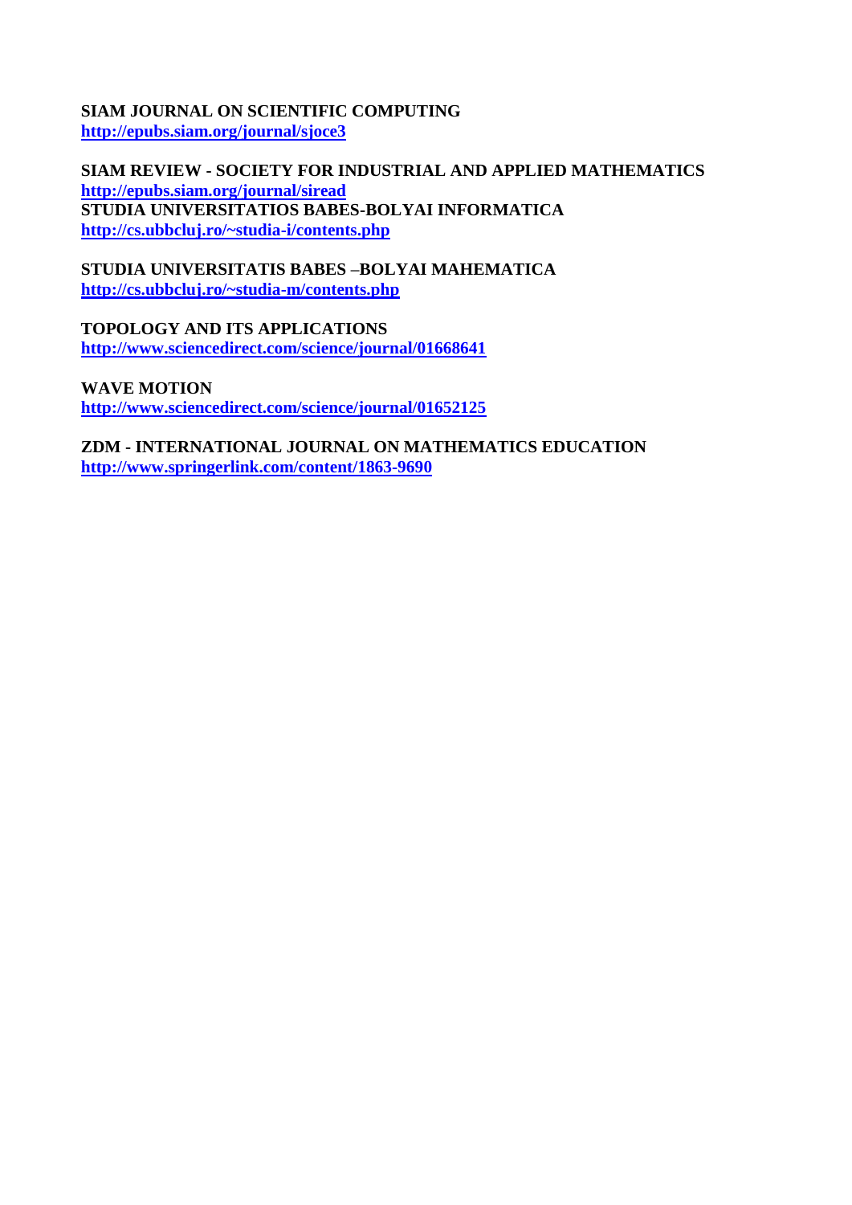**SIAM JOURNAL ON SCIENTIFIC COMPUTING**
**http://epubs.siam.org/journal/sjoce3**

**SIAM REVIEW - SOCIETY FOR INDUSTRIAL AND APPLIED MATHEMATICS**
**http://epubs.siam.org/journal/siread**
**STUDIA UNIVERSITATIOS BABES-BOLYAI INFORMATICA**
**http://cs.ubbcluj.ro/~studia-i/contents.php**

**STUDIA UNIVERSITATIS BABES –BOLYAI MAHEMATICA**
**http://cs.ubbcluj.ro/~studia-m/contents.php**

**TOPOLOGY AND ITS APPLICATIONS**
**http://www.sciencedirect.com/science/journal/01668641**

**WAVE MOTION**
**http://www.sciencedirect.com/science/journal/01652125**

**ZDM - INTERNATIONAL JOURNAL ON MATHEMATICS EDUCATION**
**http://www.springerlink.com/content/1863-9690**